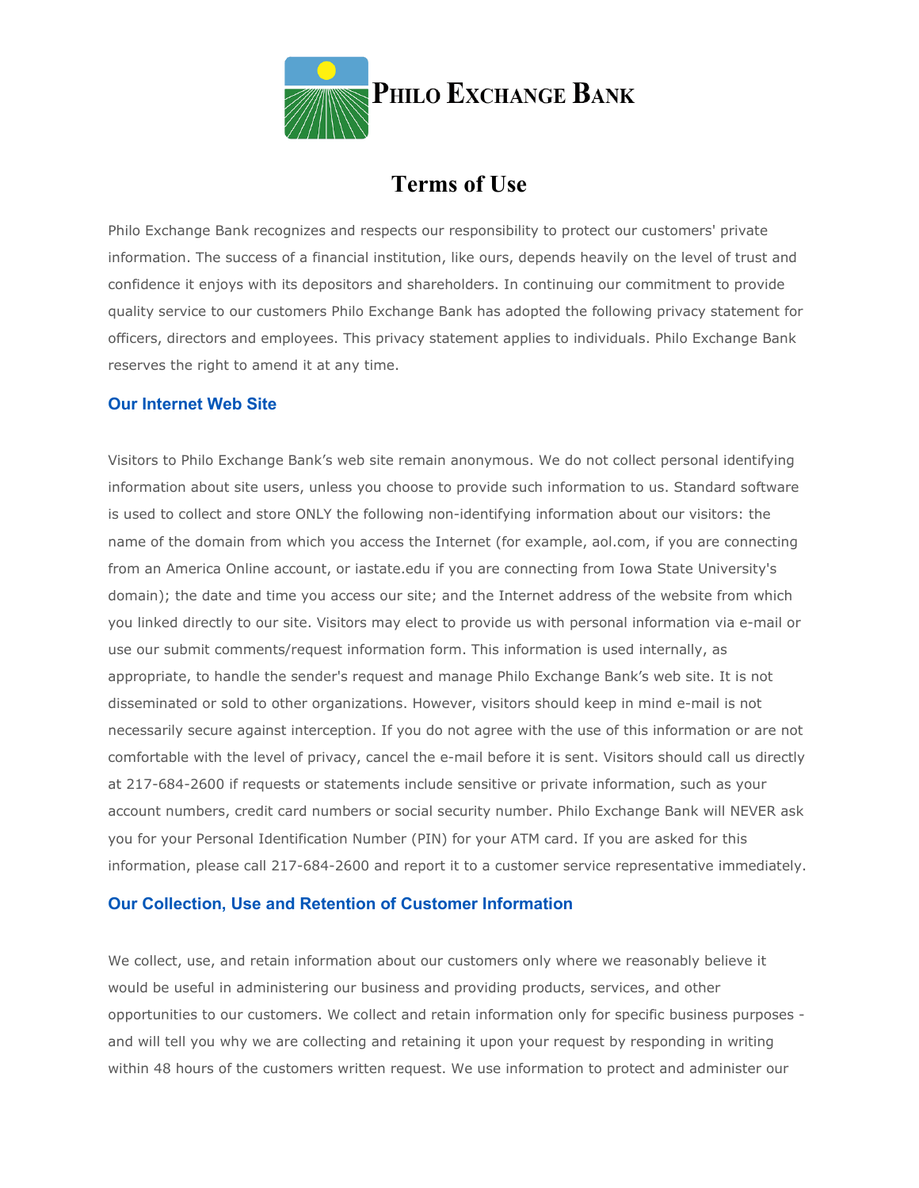# Philo Exchange Bank

## Terms of Use

Philo Exchange Bank recognizes and respects our responsibility to protect our customers' private information. The success of a financial institution, like ours, depends heavily on the level of trust and confidence it enjoys with its depositors and shareholders. In continuing our commitment to provide quality service to our customers Philo Exchange Bank has adopted the following privacy statement for officers, directors and employees. This privacy statement applies to individuals. Philo Exchange Bank reserves the right to amend it at any time.

### Our Internet Web Site

Visitors to Philo Exchange Bank's web site remain anonymous. We do not collect personal identifying information about site users, unless you choose to provide such information to us. Standard software is used to collect and store ONLY the following non-identifying information about our visitors: the name of the domain from which you access the Internet (for example, aol.com, if you are connecting from an America Online account, or iastate.edu if you are connecting from Iowa State University's domain); the date and time you access our site; and the Internet address of the website from which you linked directly to our site. Visitors may elect to provide us with personal information via e-mail or use our submit comments/request information form. This information is used internally, as appropriate, to handle the sender's request and manage Philo Exchange Bank's web site. It is not disseminated or sold to other organizations. However, visitors should keep in mind e-mail is not necessarily secure against interception. If you do not agree with the use of this information or are not comfortable with the level of privacy, cancel the e-mail before it is sent. Visitors should call us directly at 217-684-2600 if requests or statements include sensitive or private information, such as your account numbers, credit card numbers or social security number. Philo Exchange Bank will NEVER ask you for your Personal Identification Number (PIN) for your ATM card. If you are asked for this information, please call 217-684-2600 and report it to a customer service representative immediately.

### Our Collection, Use and Retention of Customer Information

We collect, use, and retain information about our customers only where we reasonably believe it would be useful in administering our business and providing products, services, and other opportunities to our customers. We collect and retain information only for specific business purposes - and will tell you why we are collecting and retaining it upon your request by responding in writing within 48 hours of the customers written request. We use information to protect and administer our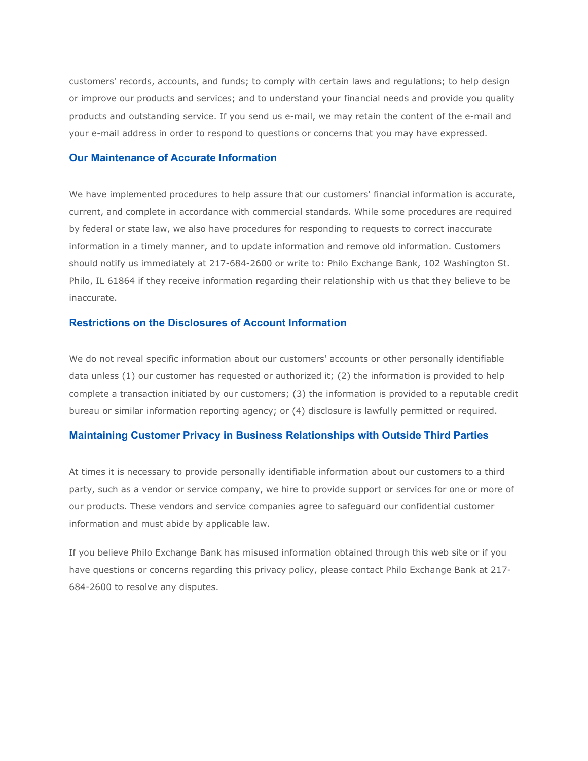customers' records, accounts, and funds; to comply with certain laws and regulations; to help design or improve our products and services; and to understand your financial needs and provide you quality products and outstanding service. If you send us e-mail, we may retain the content of the e-mail and your e-mail address in order to respond to questions or concerns that you may have expressed.

## Our Maintenance of Accurate Information

We have implemented procedures to help assure that our customers' financial information is accurate, current, and complete in accordance with commercial standards. While some procedures are required by federal or state law, we also have procedures for responding to requests to correct inaccurate information in a timely manner, and to update information and remove old information. Customers should notify us immediately at 217-684-2600 or write to: Philo Exchange Bank, 102 Washington St. Philo, IL 61864 if they receive information regarding their relationship with us that they believe to be inaccurate.

## Restrictions on the Disclosures of Account Information

We do not reveal specific information about our customers' accounts or other personally identifiable data unless (1) our customer has requested or authorized it; (2) the information is provided to help complete a transaction initiated by our customers; (3) the information is provided to a reputable credit bureau or similar information reporting agency; or (4) disclosure is lawfully permitted or required.

## Maintaining Customer Privacy in Business Relationships with Outside Third Parties

At times it is necessary to provide personally identifiable information about our customers to a third party, such as a vendor or service company, we hire to provide support or services for one or more of our products. These vendors and service companies agree to safeguard our confidential customer information and must abide by applicable law.

If you believe Philo Exchange Bank has misused information obtained through this web site or if you have questions or concerns regarding this privacy policy, please contact Philo Exchange Bank at 217-684-2600 to resolve any disputes.